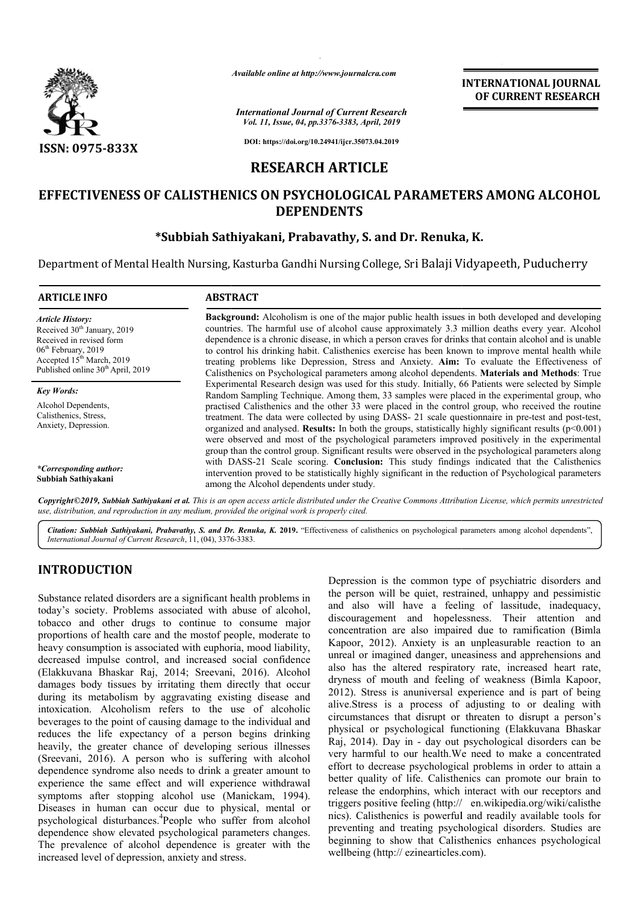# RESEARCH ARTICLE

# EFFECTIVENESS OF CALISTHENICS ON PSYCHOLOGICAL PARAMETERS AMONG ALCOHOL DEPENDENTS

**\*Subbiah Sathiyakani, Prabavathy, S. and Dr. Renuka, K.**

Department of Mental Health Nursing, Kasturba Gandhi Nursing College, Sri Balaji Vidyapeeth, Puducherry

## ARTICLE INFO

*Article History:*
Received 30th January, 2019
Received in revised form 06th February, 2019
Accepted 15th March, 2019
Published online 30th April, 2019

*Key Words:*
Alcohol Dependents, Calisthenics, Stress, Anxiety, Depression.

*\*Corresponding author:*
**Subbiah Sathiyakani**

## ABSTRACT

**Background:** Alcoholism is one of the major public health issues in both developed and developing countries. The harmful use of alcohol cause approximately 3.3 million deaths every year. Alcohol dependence is a chronic disease, in which a person craves for drinks that contain alcohol and is unable to control his drinking habit. Calisthenics exercise has been known to improve mental health while treating problems like Depression, Stress and Anxiety. **Aim:** To evaluate the Effectiveness of Calisthenics on Psychological parameters among alcohol dependents. **Materials and Methods**: True Experimental Research design was used for this study. Initially, 66 Patients were selected by Simple Random Sampling Technique. Among them, 33 samples were placed in the experimental group, who practised Calisthenics and the other 33 were placed in the control group, who received the routine treatment. The data were collected by using DASS- 21 scale questionnaire in pre-test and post-test, organized and analysed. **Results:** In both the groups, statistically highly significant results ($p<0.001$) were observed and most of the psychological parameters improved positively in the experimental group than the control group. Significant results were observed in the psychological parameters along with DASS-21 Scale scoring. **Conclusion:** This study findings indicated that the Calisthenics intervention proved to be statistically highly significant in the reduction of Psychological parameters among the Alcohol dependents under study.

*Copyright©2019, Subbiah Sathiyakani et al. This is an open access article distributed under the Creative Commons Attribution License, which permits unrestricted use, distribution, and reproduction in any medium, provided the original work is properly cited.*

*Citation: Subbiah Sathiyakani, Prabavathy, S. and Dr. Renuka, K.* **2019.** "Effectiveness of calisthenics on psychological parameters among alcohol dependents", *International Journal of Current Research*, 11, (04), 3376-3383.

## INTRODUCTION

Substance related disorders are a significant health problems in today's society. Problems associated with abuse of alcohol, tobacco and other drugs to continue to consume major proportions of health care and the mostof people, moderate to heavy consumption is associated with euphoria, mood liability, decreased impulse control, and increased social confidence (Elakkuvana Bhaskar Raj, 2014; Sreevani, 2016). Alcohol damages body tissues by irritating them directly that occur during its metabolism by aggravating existing disease and intoxication. Alcoholism refers to the use of alcoholic beverages to the point of causing damage to the individual and reduces the life expectancy of a person begins drinking heavily, the greater chance of developing serious illnesses (Sreevani, 2016). A person who is suffering with alcohol dependence syndrome also needs to drink a greater amount to experience the same effect and will experience withdrawal symptoms after stopping alcohol use (Manickam, 1994). Diseases in human can occur due to physical, mental or psychological disturbances.[4]People who suffer from alcohol dependence show elevated psychological parameters changes. The prevalence of alcohol dependence is greater with the increased level of depression, anxiety and stress.

Depression is the common type of psychiatric disorders and the person will be quiet, restrained, unhappy and pessimistic and also will have a feeling of lassitude, inadequacy, discouragement and hopelessness. Their attention and concentration are also impaired due to ramification (Bimla Kapoor, 2012). Anxiety is an unpleasurable reaction to an unreal or imagined danger, uneasiness and apprehensions and also has the altered respiratory rate, increased heart rate, dryness of mouth and feeling of weakness (Bimla Kapoor, 2012). Stress is anuniversal experience and is part of being alive.Stress is a process of adjusting to or dealing with circumstances that disrupt or threaten to disrupt a person's physical or psychological functioning (Elakkuvana Bhaskar Raj, 2014). Day in - day out psychological disorders can be very harmful to our health.We need to make a concentrated effort to decrease psychological problems in order to attain a better quality of life. Calisthenics can promote our brain to release the endorphins, which interact with our receptors and triggers positive feeling (http:// en.wikipedia.org/wiki/calisthenics). Calisthenics is powerful and readily available tools for preventing and treating psychological disorders. Studies are beginning to show that Calisthenics enhances psychological wellbeing (http:// ezinearticles.com).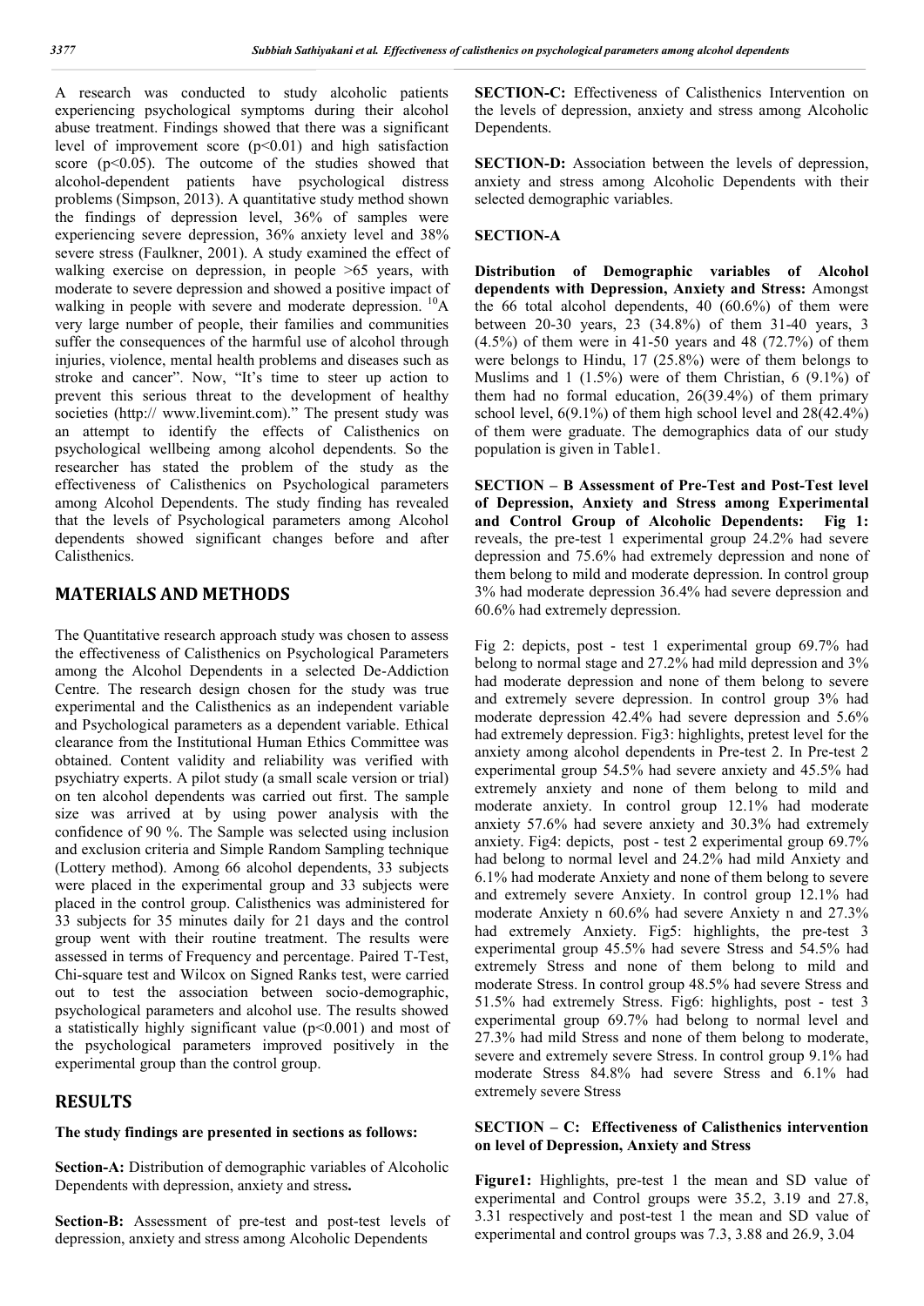A research was conducted to study alcoholic patients experiencing psychological symptoms during their alcohol abuse treatment. Findings showed that there was a significant level of improvement score ($p<0.01$) and high satisfaction score ($p<0.05$). The outcome of the studies showed that alcohol-dependent patients have psychological distress problems (Simpson, 2013). A quantitative study method shown the findings of depression level, 36% of samples were experiencing severe depression, 36% anxiety level and 38% severe stress (Faulkner, 2001). A study examined the effect of walking exercise on depression, in people >65 years, with moderate to severe depression and showed a positive impact of walking in people with severe and moderate depression. [10]A very large number of people, their families and communities suffer the consequences of the harmful use of alcohol through injuries, violence, mental health problems and diseases such as stroke and cancer". Now, "It's time to steer up action to prevent this serious threat to the development of healthy societies (http:// www.livemint.com)." The present study was an attempt to identify the effects of Calisthenics on psychological wellbeing among alcohol dependents. So the researcher has stated the problem of the study as the effectiveness of Calisthenics on Psychological parameters among Alcohol Dependents. The study finding has revealed that the levels of Psychological parameters among Alcohol dependents showed significant changes before and after Calisthenics.

## MATERIALS AND METHODS

The Quantitative research approach study was chosen to assess the effectiveness of Calisthenics on Psychological Parameters among the Alcohol Dependents in a selected De-Addiction Centre. The research design chosen for the study was true experimental and the Calisthenics as an independent variable and Psychological parameters as a dependent variable. Ethical clearance from the Institutional Human Ethics Committee was obtained. Content validity and reliability was verified with psychiatry experts. A pilot study (a small scale version or trial) on ten alcohol dependents was carried out first. The sample size was arrived at by using power analysis with the confidence of 90 %. The Sample was selected using inclusion and exclusion criteria and Simple Random Sampling technique (Lottery method). Among 66 alcohol dependents, 33 subjects were placed in the experimental group and 33 subjects were placed in the control group. Calisthenics was administered for 33 subjects for 35 minutes daily for 21 days and the control group went with their routine treatment. The results were assessed in terms of Frequency and percentage. Paired T-Test, Chi-square test and Wilcox on Signed Ranks test, were carried out to test the association between socio-demographic, psychological parameters and alcohol use. The results showed a statistically highly significant value ($p<0.001$) and most of the psychological parameters improved positively in the experimental group than the control group.

## RESULTS

**The study findings are presented in sections as follows:**

**Section-A:** Distribution of demographic variables of Alcoholic Dependents with depression, anxiety and stress**.**

**Section-B:** Assessment of pre-test and post-test levels of depression, anxiety and stress among Alcoholic Dependents

**SECTION-C:** Effectiveness of Calisthenics Intervention on the levels of depression, anxiety and stress among Alcoholic Dependents.

**SECTION-D:** Association between the levels of depression, anxiety and stress among Alcoholic Dependents with their selected demographic variables.

### SECTION-A

**Distribution of Demographic variables of Alcohol dependents with Depression, Anxiety and Stress:** Amongst the 66 total alcohol dependents, 40 (60.6%) of them were between 20-30 years, 23 (34.8%) of them 31-40 years, 3 (4.5%) of them were in 41-50 years and 48 (72.7%) of them were belongs to Hindu, 17 (25.8%) were of them belongs to Muslims and 1 (1.5%) were of them Christian, 6 (9.1%) of them had no formal education, 26(39.4%) of them primary school level, 6(9.1%) of them high school level and 28(42.4%) of them were graduate. The demographics data of our study population is given in Table1.

**SECTION – B Assessment of Pre-Test and Post-Test level of Depression, Anxiety and Stress among Experimental and Control Group of Alcoholic Dependents: Fig 1:** reveals, the pre-test 1 experimental group 24.2% had severe depression and 75.6% had extremely depression and none of them belong to mild and moderate depression. In control group 3% had moderate depression 36.4% had severe depression and 60.6% had extremely depression.

Fig 2: depicts, post - test 1 experimental group 69.7% had belong to normal stage and 27.2% had mild depression and 3% had moderate depression and none of them belong to severe and extremely severe depression. In control group 3% had moderate depression 42.4% had severe depression and 5.6% had extremely depression. Fig3: highlights, pretest level for the anxiety among alcohol dependents in Pre-test 2. In Pre-test 2 experimental group 54.5% had severe anxiety and 45.5% had extremely anxiety and none of them belong to mild and moderate anxiety. In control group 12.1% had moderate anxiety 57.6% had severe anxiety and 30.3% had extremely anxiety. Fig4: depicts, post - test 2 experimental group 69.7% had belong to normal level and 24.2% had mild Anxiety and 6.1% had moderate Anxiety and none of them belong to severe and extremely severe Anxiety. In control group 12.1% had moderate Anxiety n 60.6% had severe Anxiety n and 27.3% had extremely Anxiety. Fig5: highlights, the pre-test 3 experimental group 45.5% had severe Stress and 54.5% had extremely Stress and none of them belong to mild and moderate Stress. In control group 48.5% had severe Stress and 51.5% had extremely Stress. Fig6: highlights, post - test 3 experimental group 69.7% had belong to normal level and 27.3% had mild Stress and none of them belong to moderate, severe and extremely severe Stress. In control group 9.1% had moderate Stress 84.8% had severe Stress and 6.1% had extremely severe Stress

### SECTION – C: Effectiveness of Calisthenics intervention on level of Depression, Anxiety and Stress

**Figure1:** Highlights, pre-test 1 the mean and SD value of experimental and Control groups were 35.2, 3.19 and 27.8, 3.31 respectively and post-test 1 the mean and SD value of experimental and control groups was 7.3, 3.88 and 26.9, 3.04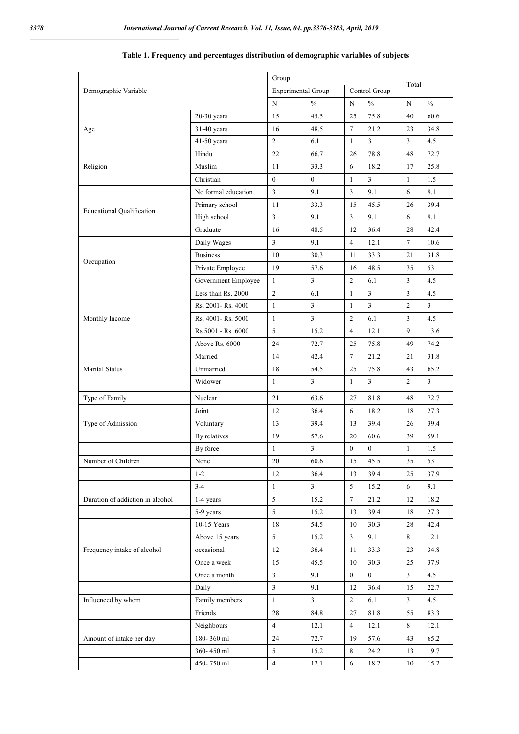**Table 1. Frequency and percentages distribution of demographic variables of subjects**

| Demographic Variable | | Group | | | | Total | |
|---|---|---|---|---|---|---|---|
| | | Experimental Group | | Control Group | | | |
| | | N | % | N | % | N | % |
| Age | 20-30 years | 15 | 45.5 | 25 | 75.8 | 40 | 60.6 |
| | 31-40 years | 16 | 48.5 | 7 | 21.2 | 23 | 34.8 |
| | 41-50 years | 2 | 6.1 | 1 | 3 | 3 | 4.5 |
| Religion | Hindu | 22 | 66.7 | 26 | 78.8 | 48 | 72.7 |
| | Muslim | 11 | 33.3 | 6 | 18.2 | 17 | 25.8 |
| | Christian | 0 | 0 | 1 | 3 | 1 | 1.5 |
| Educational Qualification | No formal education | 3 | 9.1 | 3 | 9.1 | 6 | 9.1 |
| | Primary school | 11 | 33.3 | 15 | 45.5 | 26 | 39.4 |
| | High school | 3 | 9.1 | 3 | 9.1 | 6 | 9.1 |
| | Graduate | 16 | 48.5 | 12 | 36.4 | 28 | 42.4 |
| Occupation | Daily Wages | 3 | 9.1 | 4 | 12.1 | 7 | 10.6 |
| | Business | 10 | 30.3 | 11 | 33.3 | 21 | 31.8 |
| | Private Employee | 19 | 57.6 | 16 | 48.5 | 35 | 53 |
| | Government Employee | 1 | 3 | 2 | 6.1 | 3 | 4.5 |
| Monthly Income | Less than Rs. 2000 | 2 | 6.1 | 1 | 3 | 3 | 4.5 |
| | Rs. 2001- Rs. 4000 | 1 | 3 | 1 | 3 | 2 | 3 |
| | Rs. 4001- Rs. 5000 | 1 | 3 | 2 | 6.1 | 3 | 4.5 |
| | Rs 5001 - Rs. 6000 | 5 | 15.2 | 4 | 12.1 | 9 | 13.6 |
| | Above Rs. 6000 | 24 | 72.7 | 25 | 75.8 | 49 | 74.2 |
| Marital Status | Married | 14 | 42.4 | 7 | 21.2 | 21 | 31.8 |
| | Unmarried | 18 | 54.5 | 25 | 75.8 | 43 | 65.2 |
| | Widower | 1 | 3 | 1 | 3 | 2 | 3 |
| Type of Family | Nuclear | 21 | 63.6 | 27 | 81.8 | 48 | 72.7 |
| | Joint | 12 | 36.4 | 6 | 18.2 | 18 | 27.3 |
| Type of Admission | Voluntary | 13 | 39.4 | 13 | 39.4 | 26 | 39.4 |
| | By relatives | 19 | 57.6 | 20 | 60.6 | 39 | 59.1 |
| | By force | 1 | 3 | 0 | 0 | 1 | 1.5 |
| Number of Children | None | 20 | 60.6 | 15 | 45.5 | 35 | 53 |
| | 1-2 | 12 | 36.4 | 13 | 39.4 | 25 | 37.9 |
| | 3-4 | 1 | 3 | 5 | 15.2 | 6 | 9.1 |
| Duration of addiction in alcohol | 1-4 years | 5 | 15.2 | 7 | 21.2 | 12 | 18.2 |
| | 5-9 years | 5 | 15.2 | 13 | 39.4 | 18 | 27.3 |
| | 10-15 Years | 18 | 54.5 | 10 | 30.3 | 28 | 42.4 |
| | Above 15 years | 5 | 15.2 | 3 | 9.1 | 8 | 12.1 |
| Frequency intake of alcohol | occasional | 12 | 36.4 | 11 | 33.3 | 23 | 34.8 |
| | Once a week | 15 | 45.5 | 10 | 30.3 | 25 | 37.9 |
| | Once a month | 3 | 9.1 | 0 | 0 | 3 | 4.5 |
| | Daily | 3 | 9.1 | 12 | 36.4 | 15 | 22.7 |
| Influenced by whom | Family members | 1 | 3 | 2 | 6.1 | 3 | 4.5 |
| | Friends | 28 | 84.8 | 27 | 81.8 | 55 | 83.3 |
| | Neighbours | 4 | 12.1 | 4 | 12.1 | 8 | 12.1 |
| Amount of intake per day | 180- 360 ml | 24 | 72.7 | 19 | 57.6 | 43 | 65.2 |
| | 360- 450 ml | 5 | 15.2 | 8 | 24.2 | 13 | 19.7 |
| | 450- 750 ml | 4 | 12.1 | 6 | 18.2 | 10 | 15.2 |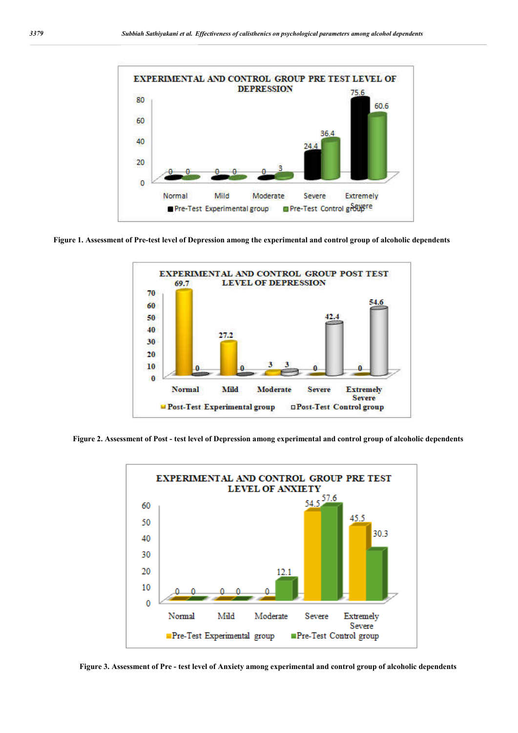Figure 1. Assessment of Pre-test level of Depression among the experimental and control group of alcoholic dependents

Figure 2. Assessment of Post - test level of Depression among experimental and control group of alcoholic dependents

Figure 3. Assessment of Pre - test level of Anxiety among experimental and control group of alcoholic dependents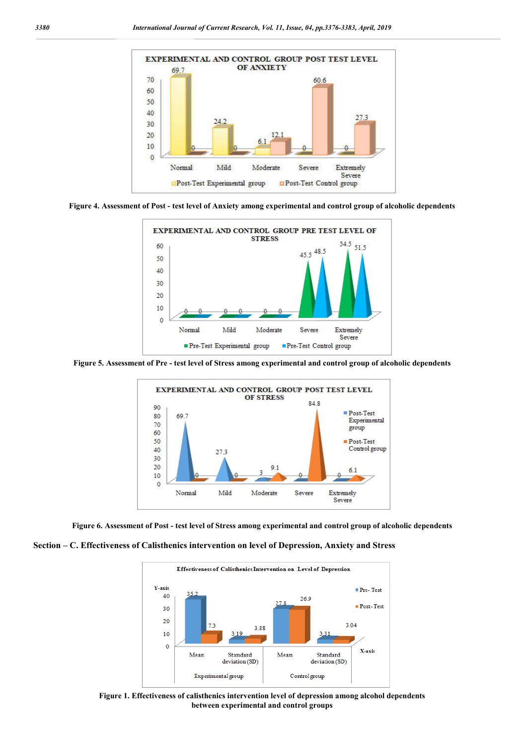Figure 4. Assessment of Post - test level of Anxiety among experimental and control group of alcoholic dependents

Figure 5. Assessment of Pre - test level of Stress among experimental and control group of alcoholic dependents

Figure 6. Assessment of Post - test level of Stress among experimental and control group of alcoholic dependents

## Section – C. Effectiveness of Calisthenics intervention on level of Depression, Anxiety and Stress

Figure 1. Effectiveness of calisthenics intervention level of depression among alcohol dependents between experimental and control groups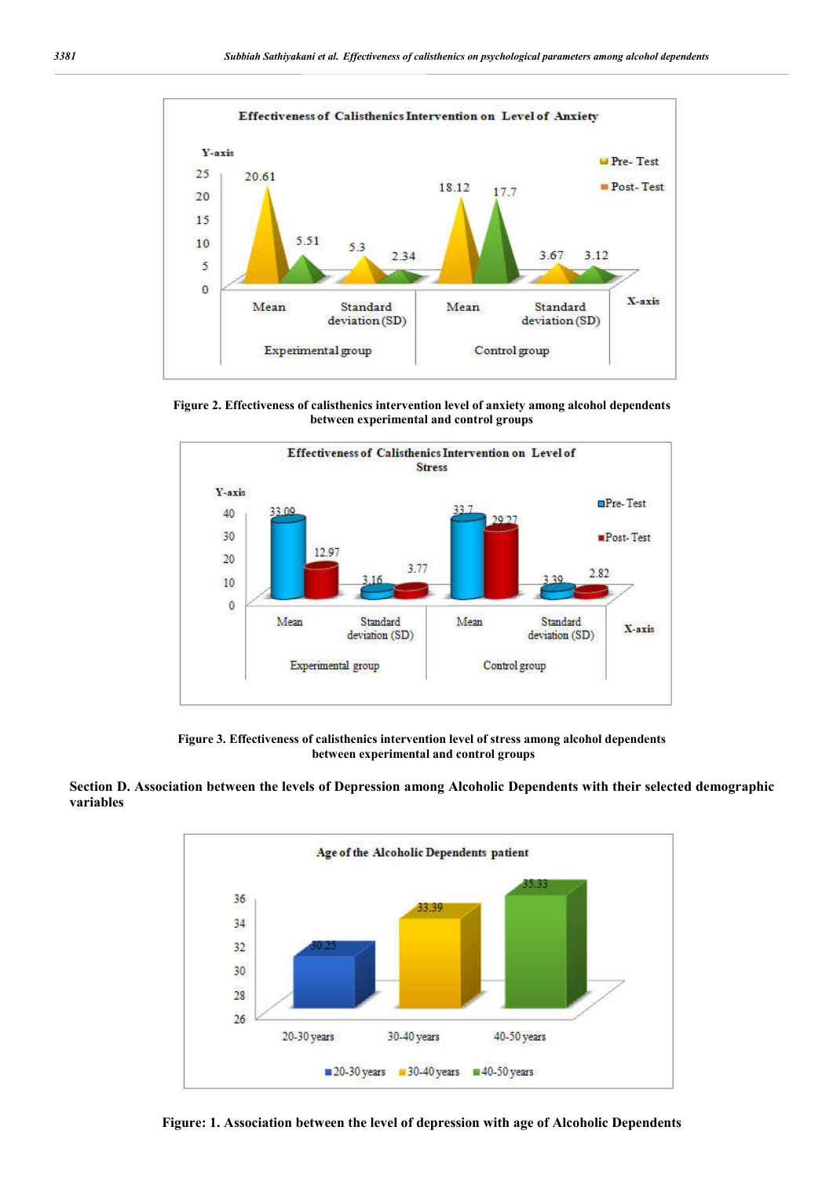**Figure 2. Effectiveness of calisthenics intervention level of anxiety among alcohol dependents between experimental and control groups**

**Figure 3. Effectiveness of calisthenics intervention level of stress among alcohol dependents between experimental and control groups**

**Section D. Association between the levels of Depression among Alcoholic Dependents with their selected demographic variables**

**Figure: 1. Association between the level of depression with age of Alcoholic Dependents**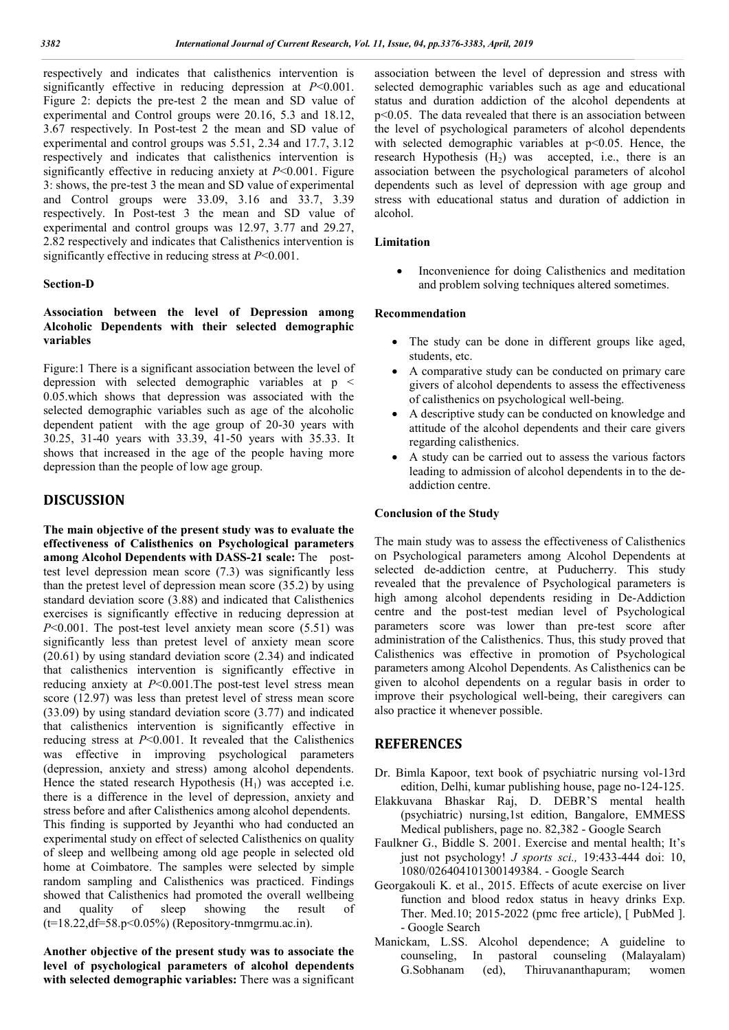respectively and indicates that calisthenics intervention is significantly effective in reducing depression at $P<0.001$. Figure 2: depicts the pre-test 2 the mean and SD value of experimental and Control groups were 20.16, 5.3 and 18.12, 3.67 respectively. In Post-test 2 the mean and SD value of experimental and control groups was 5.51, 2.34 and 17.7, 3.12 respectively and indicates that calisthenics intervention is significantly effective in reducing anxiety at $P<0.001$. Figure 3: shows, the pre-test 3 the mean and SD value of experimental and Control groups were 33.09, 3.16 and 33.7, 3.39 respectively. In Post-test 3 the mean and SD value of experimental and control groups was 12.97, 3.77 and 29.27, 2.82 respectively and indicates that Calisthenics intervention is significantly effective in reducing stress at $P<0.001$.

**Section-D**

**Association between the level of Depression among Alcoholic Dependents with their selected demographic variables**

Figure:1 There is a significant association between the level of depression with selected demographic variables at $p < 0.05$.which shows that depression was associated with the selected demographic variables such as age of the alcoholic dependent patient with the age group of 20-30 years with 30.25, 31-40 years with 33.39, 41-50 years with 35.33. It shows that increased in the age of the people having more depression than the people of low age group.

## DISCUSSION

**The main objective of the present study was to evaluate the effectiveness of Calisthenics on Psychological parameters among Alcohol Dependents with DASS-21 scale:** The post-test level depression mean score (7.3) was significantly less than the pretest level of depression mean score (35.2) by using standard deviation score (3.88) and indicated that Calisthenics exercises is significantly effective in reducing depression at $P<0.001$. The post-test level anxiety mean score (5.51) was significantly less than pretest level of anxiety mean score (20.61) by using standard deviation score (2.34) and indicated that calisthenics intervention is significantly effective in reducing anxiety at $P<0.001$.The post-test level stress mean score (12.97) was less than pretest level of stress mean score (33.09) by using standard deviation score (3.77) and indicated that calisthenics intervention is significantly effective in reducing stress at $P<0.001$. It revealed that the Calisthenics was effective in improving psychological parameters (depression, anxiety and stress) among alcohol dependents. Hence the stated research Hypothesis ($H_1$) was accepted i.e. there is a difference in the level of depression, anxiety and stress before and after Calisthenics among alcohol dependents.

This finding is supported by Jeyanthi who had conducted an experimental study on effect of selected Calisthenics on quality of sleep and wellbeing among old age people in selected old home at Coimbatore. The samples were selected by simple random sampling and Calisthenics was practiced. Findings showed that Calisthenics had promoted the overall wellbeing and quality of sleep showing the result of ($t=18.22, df=58. p<0.05\%$) (Repository-tnmgrmu.ac.in).

**Another objective of the present study was to associate the level of psychological parameters of alcohol dependents with selected demographic variables:** There was a significant association between the level of depression and stress with selected demographic variables such as age and educational status and duration addiction of the alcohol dependents at $p<0.05$. The data revealed that there is an association between the level of psychological parameters of alcohol dependents with selected demographic variables at $p<0.05$. Hence, the research Hypothesis ($H_2$) was accepted, i.e., there is an association between the psychological parameters of alcohol dependents such as level of depression with age group and stress with educational status and duration of addiction in alcohol.

**Limitation**

- Inconvenience for doing Calisthenics and meditation and problem solving techniques altered sometimes.

**Recommendation**

- The study can be done in different groups like aged, students, etc.
- A comparative study can be conducted on primary care givers of alcohol dependents to assess the effectiveness of calisthenics on psychological well-being.
- A descriptive study can be conducted on knowledge and attitude of the alcohol dependents and their care givers regarding calisthenics.
- A study can be carried out to assess the various factors leading to admission of alcohol dependents in to the de-addiction centre.

**Conclusion of the Study**

The main study was to assess the effectiveness of Calisthenics on Psychological parameters among Alcohol Dependents at selected de-addiction centre, at Puducherry. This study revealed that the prevalence of Psychological parameters is high among alcohol dependents residing in De-Addiction centre and the post-test median level of Psychological parameters score was lower than pre-test score after administration of the Calisthenics. Thus, this study proved that Calisthenics was effective in promotion of Psychological parameters among Alcohol Dependents. As Calisthenics can be given to alcohol dependents on a regular basis in order to improve their psychological well-being, their caregivers can also practice it whenever possible.

## REFERENCES

Dr. Bimla Kapoor, text book of psychiatric nursing vol-13rd edition, Delhi, kumar publishing house, page no-124-125.

Elakkuvana Bhaskar Raj, D. DEBR'S mental health (psychiatric) nursing,1st edition, Bangalore, EMMESS Medical publishers, page no. 82,382 - Google Search

Faulkner G., Biddle S. 2001. Exercise and mental health; It's just not psychology! *J sports sci.,* 19:433-444 doi: 10, 1080/026404101300149384. - Google Search

Georgakouli K. et al., 2015. Effects of acute exercise on liver function and blood redox status in heavy drinks Exp. Ther. Med.10; 2015-2022 (pmc free article), [ PubMed ]. - Google Search

Manickam, L.SS. Alcohol dependence; A guideline to counseling, In pastoral counseling (Malayalam) G.Sobhanam (ed), Thiruvananthapuram; women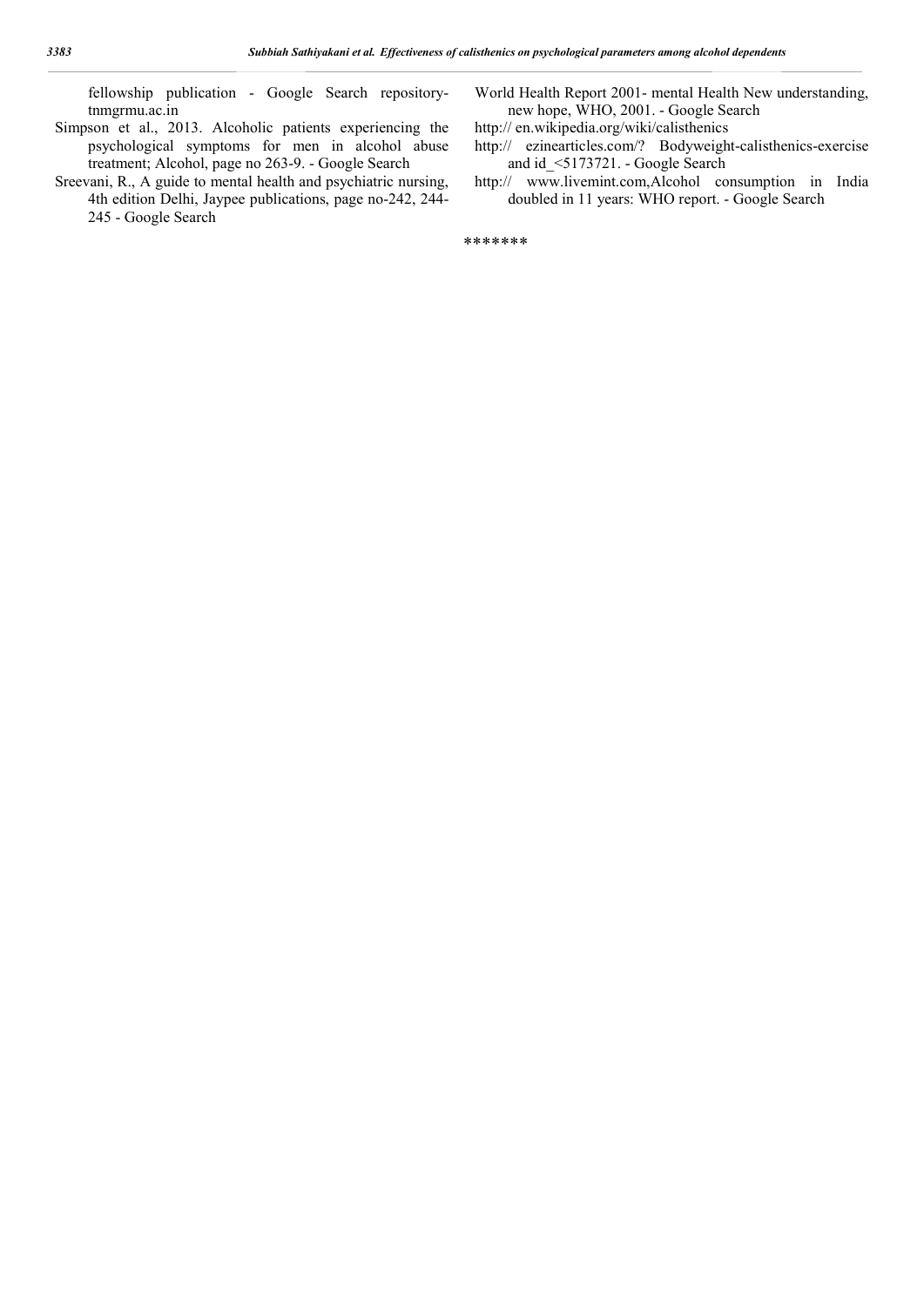fellowship publication - Google Search repository-tnmgrmu.ac.in

Simpson et al., 2013. Alcoholic patients experiencing the psychological symptoms for men in alcohol abuse treatment; Alcohol, page no 263-9. - Google Search

Sreevani, R., A guide to mental health and psychiatric nursing, 4th edition Delhi, Jaypee publications, page no-242, 244-245 - Google Search

World Health Report 2001- mental Health New understanding, new hope, WHO, 2001. - Google Search

http:// en.wikipedia.org/wiki/calisthenics

http:// ezinearticles.com/? Bodyweight-calisthenics-exercise and id_<5173721. - Google Search

http:// www.livemint.com,Alcohol consumption in India doubled in 11 years: WHO report. - Google Search

*******